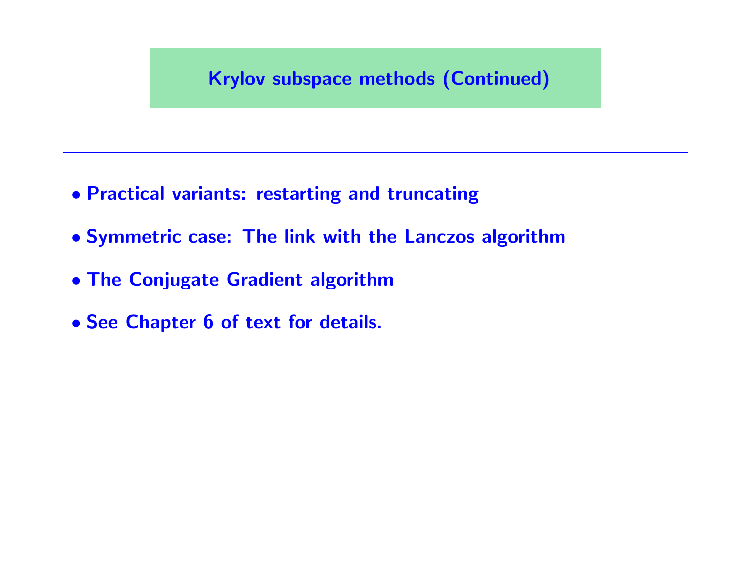# Krylov subspace methods (Continued)

---

- **Practical variants: restarting and truncating**
- **Symmetric case: The link with the Lanczos algorithm**
- **The Conjugate Gradient algorithm**
- **See Chapter 6 of text for details.**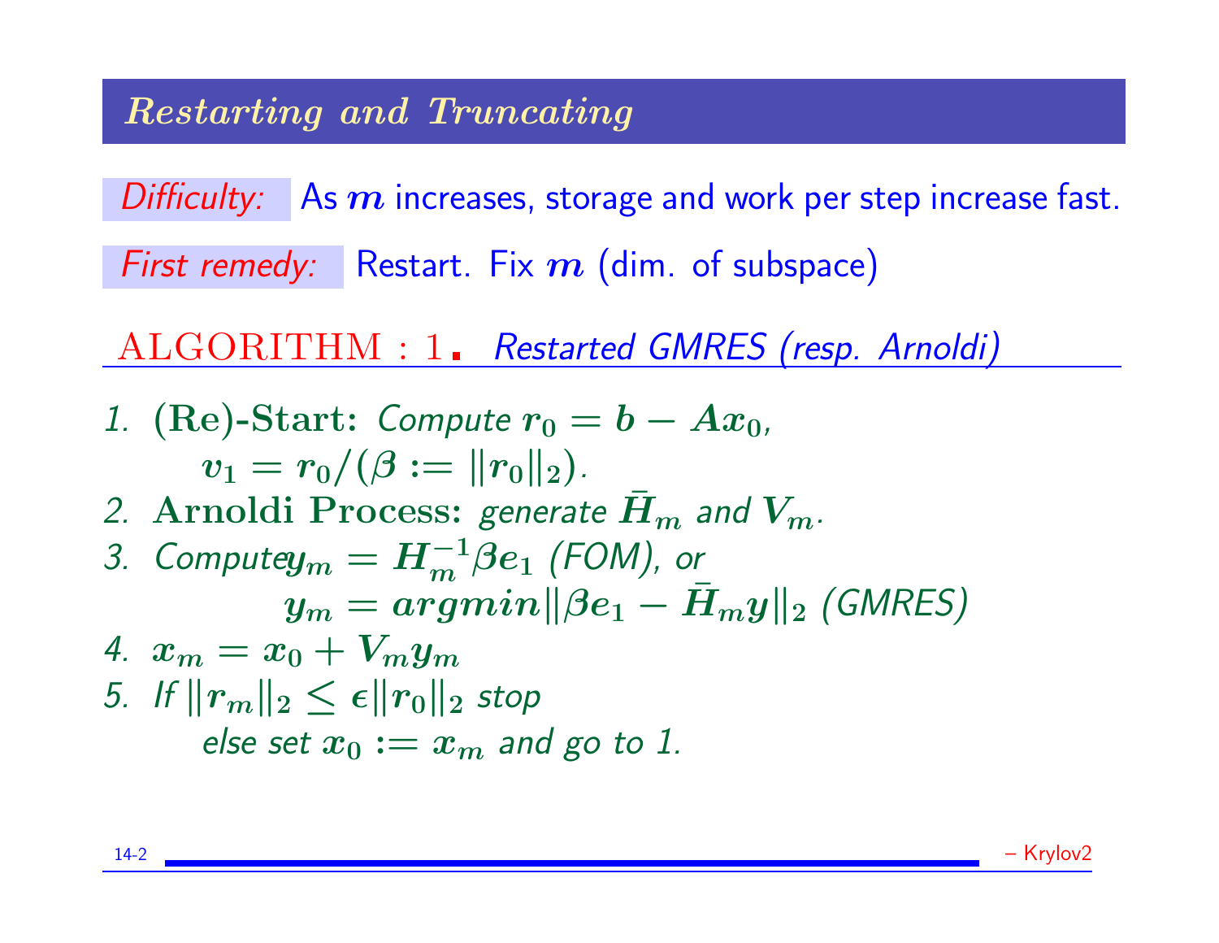## *Restarting and Truncating*

*Difficulty:* As $m$ increases, storage and work per step increase fast.

*First remedy:* Restart. Fix $m$ (dim. of subspace)

ALGORITHM : 1. *Restarted GMRES (resp. Arnoldi)*

1. **(Re)-Start:** *Compute* $r_0 = b - Ax_0$, $v_1 = r_0/(\beta := \|r_0\|_2)$.
2. **Arnoldi Process:** *generate* $\bar{H}_m$ *and* $V_m$.
3. *Compute* $y_m = H_m^{-1}\beta e_1$ *(FOM), or* $y_m = argmin\|\beta e_1 - \bar{H}_m y\|_2$ *(GMRES)*
4. $x_m = x_0 + V_m y_m$
5. *If* $\|r_m\|_2 \leq \epsilon\|r_0\|_2$ *stop* *else set* $x_0 := x_m$ *and go to 1.*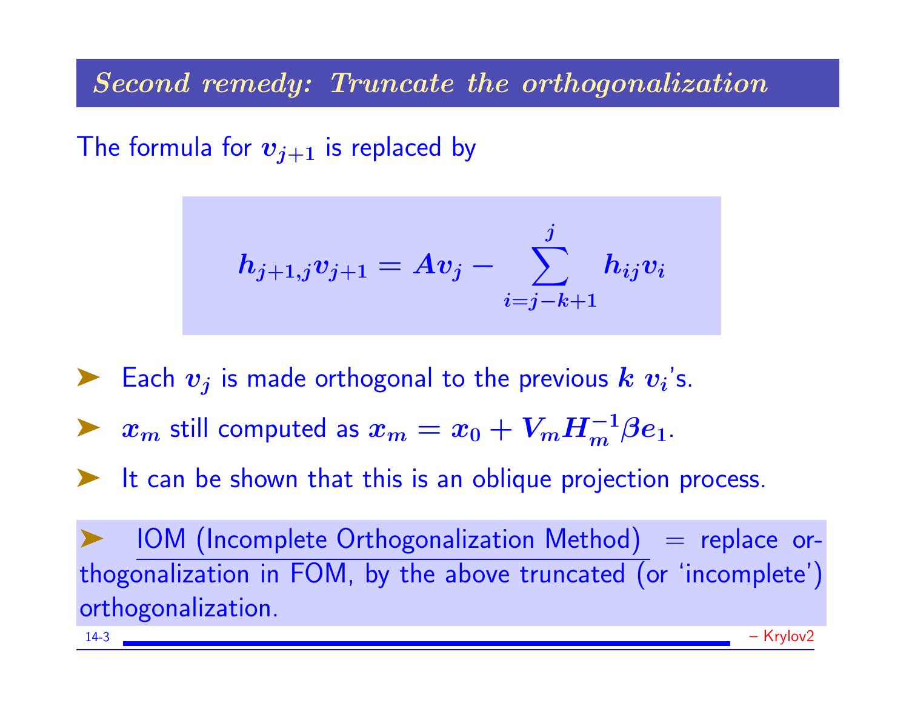## *Second remedy: Truncate the orthogonalization*

The formula for $v_{j+1}$ is replaced by

$$h_{j+1,j}v_{j+1} = Av_j - \sum_{i=j-k+1}^{j} h_{ij}v_i$$

- Each $v_j$ is made orthogonal to the previous $k$ $v_i$'s.
- $x_m$ still computed as $x_m = x_0 + V_m H_m^{-1} \beta e_1$.
- It can be shown that this is an oblique projection process.

- <u>IOM (Incomplete Orthogonalization Method)</u> = replace orthogonalization in FOM, by the above truncated (or 'incomplete') orthogonalization.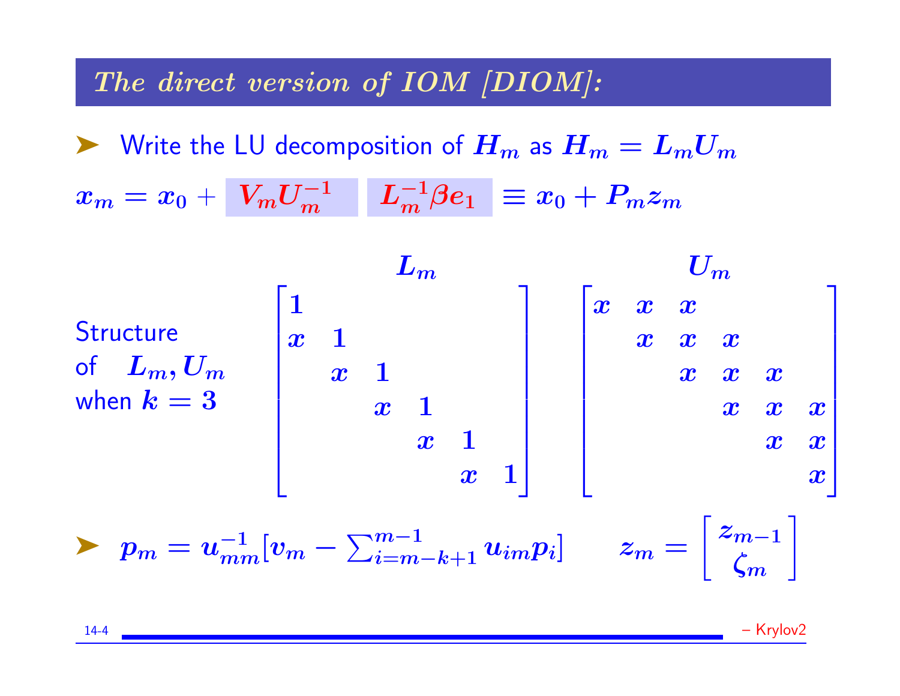## *The direct version of IOM [DIOM]:*

- Write the LU decomposition of $H_m$ as $H_m = L_m U_m$

$$x_m = x_0 + V_m U_m^{-1} \; L_m^{-1} \beta e_1 \equiv x_0 + P_m z_m$$

Structure of $L_m, U_m$ when $k = 3$

$$L_m = \begin{bmatrix} 1 & & & & & \\ x & 1 & & & & \\ & x & 1 & & & \\ & & x & 1 & & \\ & & & x & 1 & \\ & & & & x & 1 \end{bmatrix} \qquad U_m = \begin{bmatrix} x & x & x & & & \\ & x & x & x & & \\ & & x & x & x & \\ & & & x & x & x \\ & & & & x & x \\ & & & & & x \end{bmatrix}$$

- $p_m = u_{mm}^{-1}[v_m - \sum_{i=m-k+1}^{m-1} u_{im} p_i]$ $\qquad z_m = \begin{bmatrix} z_{m-1} \\ \zeta_m \end{bmatrix}$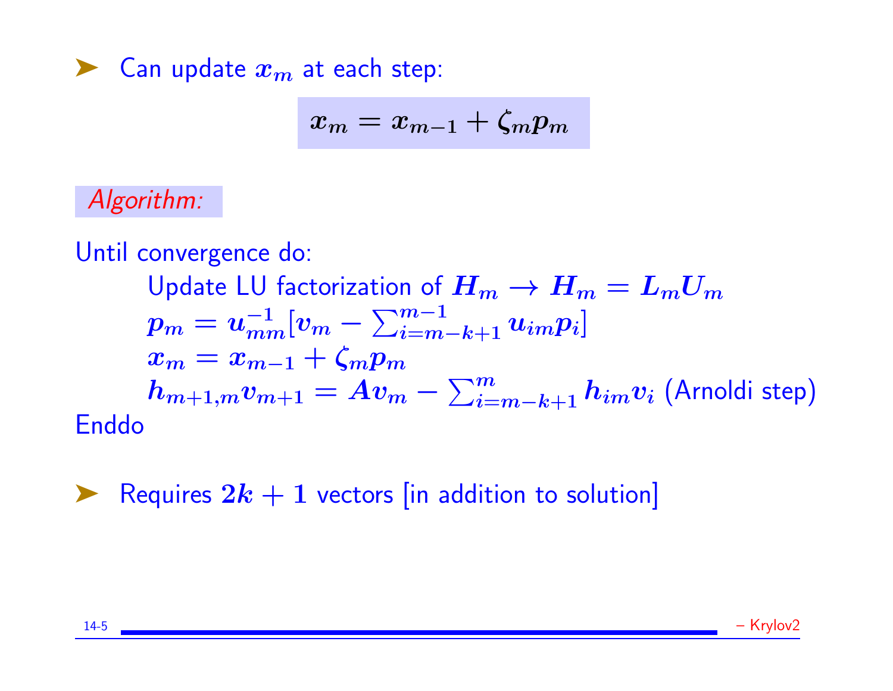- Can update $x_m$ at each step:

$$x_m = x_{m-1} + \zeta_m p_m$$

*Algorithm:*

Until convergence do:

   Update LU factorization of $H_m \to H_m = L_m U_m$
   $p_m = u_{mm}^{-1}[v_m - \sum_{i=m-k+1}^{m-1} u_{im} p_i]$
   $x_m = x_{m-1} + \zeta_m p_m$
   $h_{m+1,m} v_{m+1} = A v_m - \sum_{i=m-k+1}^{m} h_{im} v_i$ (Arnoldi step)

Enddo

- Requires $2k + 1$ vectors [in addition to solution]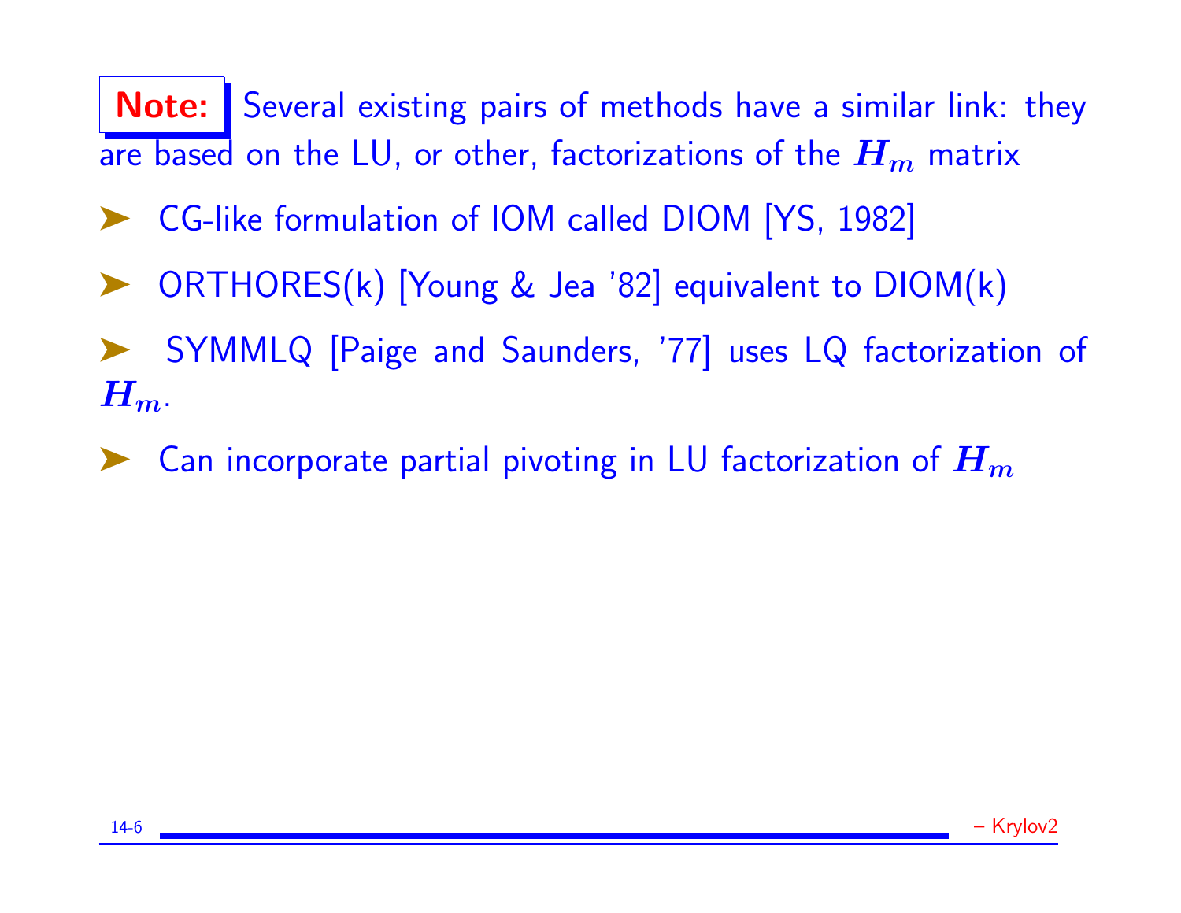**Note:** Several existing pairs of methods have a similar link: they are based on the LU, or other, factorizations of the $H_m$ matrix

- CG-like formulation of IOM called DIOM [YS, 1982]
- ORTHORES(k) [Young & Jea '82] equivalent to DIOM(k)
- SYMMLQ [Paige and Saunders, '77] uses LQ factorization of $H_m$.
- Can incorporate partial pivoting in LU factorization of $H_m$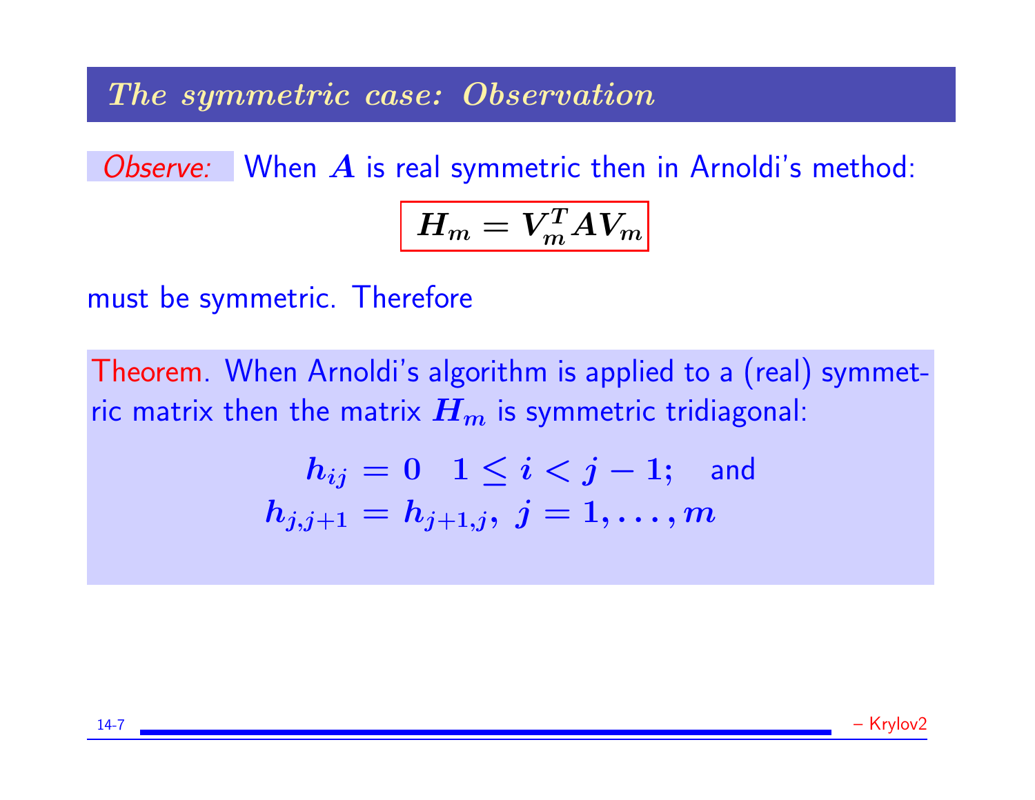## *The symmetric case: Observation*

*Observe:* When $A$ is real symmetric then in Arnoldi's method:

$$\boxed{H_m = V_m^T A V_m}$$

must be symmetric. Therefore

Theorem. When Arnoldi's algorithm is applied to a (real) symmetric matrix then the matrix $H_m$ is symmetric tridiagonal:

$$h_{ij} = 0 \quad 1 \le i < j - 1; \quad \text{and}$$
$$h_{j,j+1} = h_{j+1,j}, \; j = 1, \ldots, m$$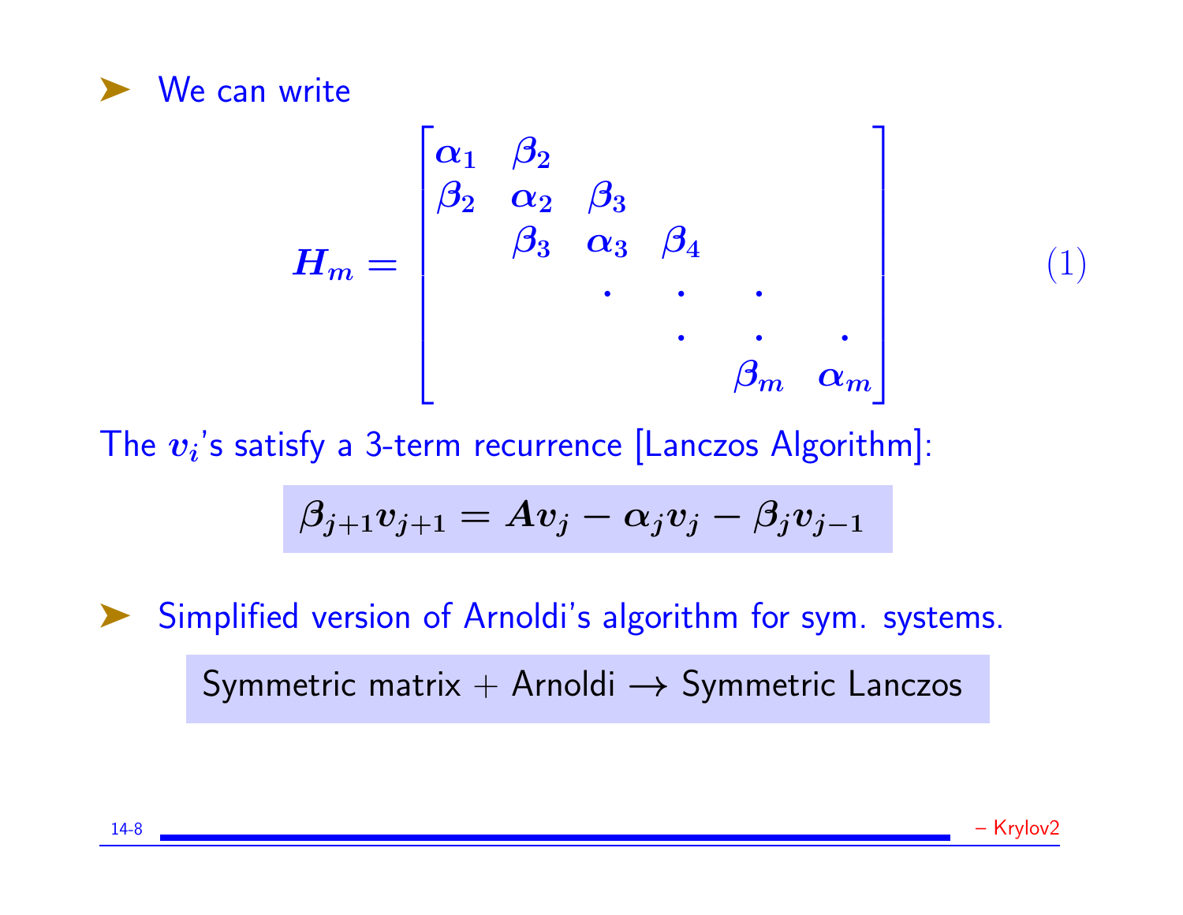➤ We can write

$$
H_m = \begin{bmatrix} \alpha_1 & \beta_2 & & & & \\ \beta_2 & \alpha_2 & \beta_3 & & & \\ & \beta_3 & \alpha_3 & \beta_4 & & \\ & & . & . & . & \\ & & & . & . & . \\ & & & & \beta_m & \alpha_m \end{bmatrix} \tag{1}
$$

The $v_i$'s satisfy a 3-term recurrence [Lanczos Algorithm]:

$$
\beta_{j+1} v_{j+1} = A v_j - \alpha_j v_j - \beta_j v_{j-1}
$$

➤ Simplified version of Arnoldi's algorithm for sym. systems.

Symmetric matrix + Arnoldi $\longrightarrow$ Symmetric Lanczos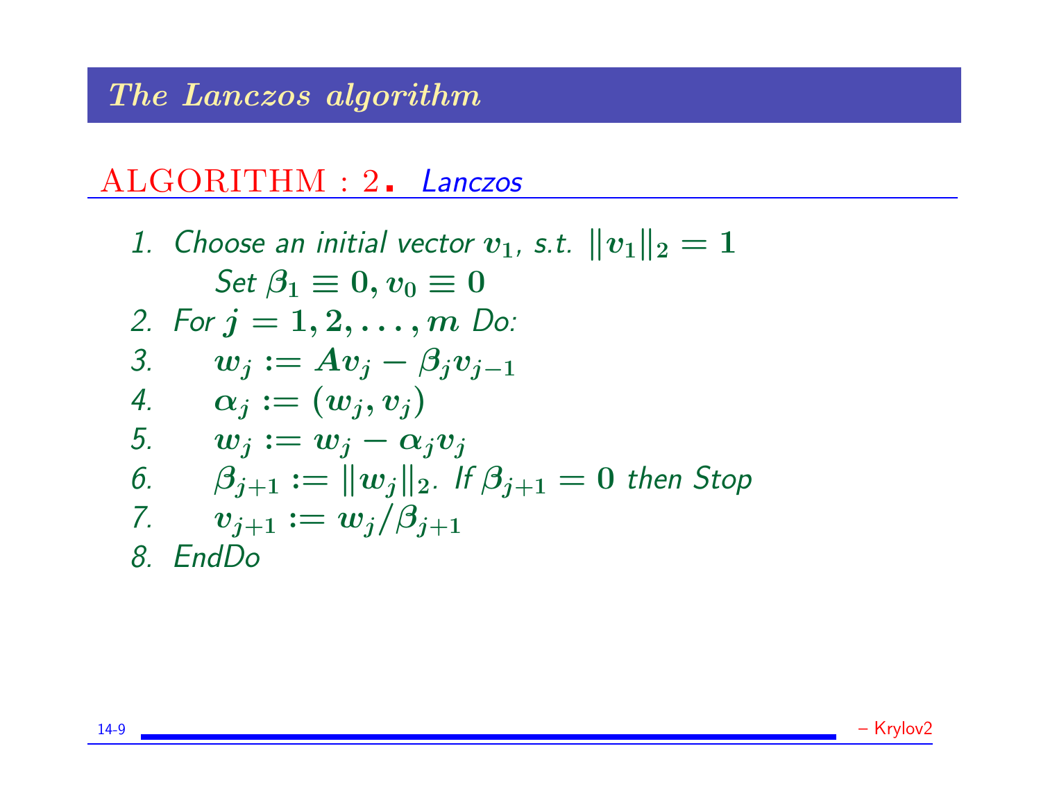# The Lanczos algorithm

## ALGORITHM : 2. *Lanczos*

1. *Choose an initial vector* $v_1$, *s.t.* $\|v_1\|_2 = 1$
   *Set* $\beta_1 \equiv 0, v_0 \equiv 0$
2. *For* $j = 1, 2, \ldots, m$ *Do:*
3. $\quad w_j := Av_j - \beta_j v_{j-1}$
4. $\quad \alpha_j := (w_j, v_j)$
5. $\quad w_j := w_j - \alpha_j v_j$
6. $\quad \beta_{j+1} := \|w_j\|_2$. *If* $\beta_{j+1} = 0$ *then Stop*
7. $\quad v_{j+1} := w_j / \beta_{j+1}$
8. *EndDo*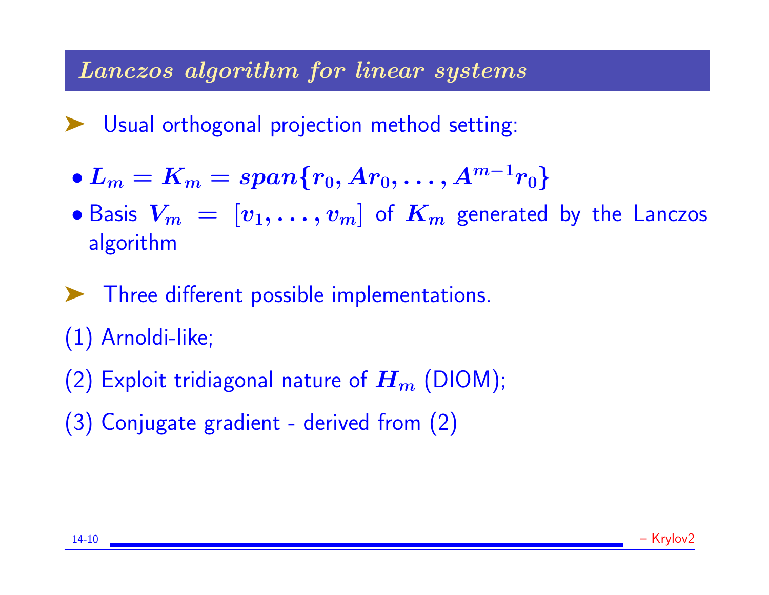## *Lanczos algorithm for linear systems*

➤ Usual orthogonal projection method setting:

- $L_m = K_m = span\{r_0, Ar_0, \ldots, A^{m-1}r_0\}$
- Basis $V_m = [v_1, \ldots, v_m]$ of $K_m$ generated by the Lanczos algorithm

➤ Three different possible implementations.

(1) Arnoldi-like;

(2) Exploit tridiagonal nature of $H_m$ (DIOM);

(3) Conjugate gradient - derived from (2)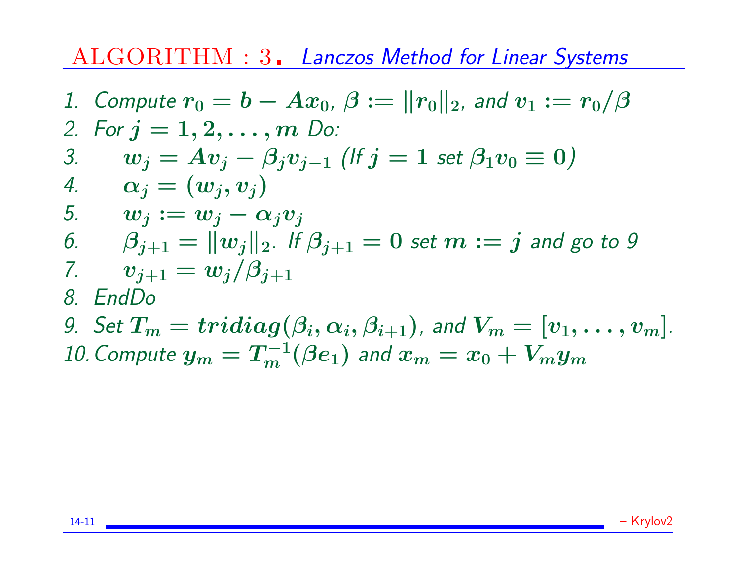## ALGORITHM : 3. *Lanczos Method for Linear Systems*

1. *Compute* $r_0 = b - Ax_0$, $\beta := \|r_0\|_2$, *and* $v_1 := r_0/\beta$
2. *For* $j = 1, 2, \ldots, m$ *Do:*
3. $\quad w_j = Av_j - \beta_j v_{j-1}$ *(If* $j = 1$ *set* $\beta_1 v_0 \equiv 0$*)*
4. $\quad \alpha_j = (w_j, v_j)$
5. $\quad w_j := w_j - \alpha_j v_j$
6. $\quad \beta_{j+1} = \|w_j\|_2$. *If* $\beta_{j+1} = 0$ *set* $m := j$ *and go to 9*
7. $\quad v_{j+1} = w_j/\beta_{j+1}$
8. *EndDo*
9. *Set* $T_m = tridiag(\beta_i, \alpha_i, \beta_{i+1})$, *and* $V_m = [v_1, \ldots, v_m]$.
10. *Compute* $y_m = T_m^{-1}(\beta e_1)$ *and* $x_m = x_0 + V_m y_m$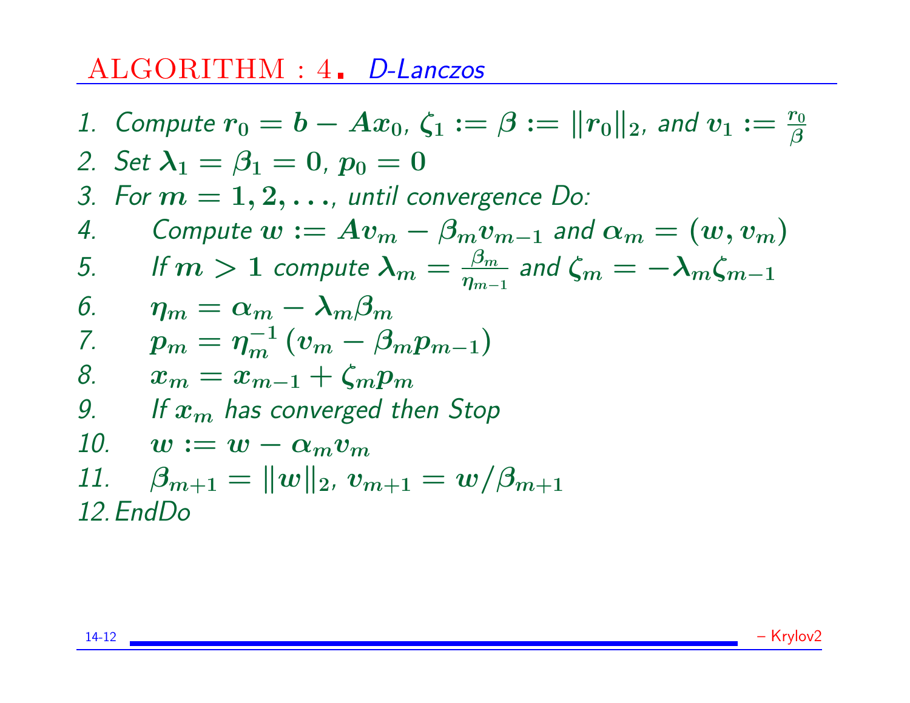## ALGORITHM : 4. *D-Lanczos*

1. Compute $r_0 = b - Ax_0$, $\zeta_1 := \beta := \|r_0\|_2$, and $v_1 := \frac{r_0}{\beta}$
2. Set $\lambda_1 = \beta_1 = 0$, $p_0 = 0$
3. For $m = 1, 2, \ldots$, until convergence Do:
4. $\quad$ Compute $w := Av_m - \beta_m v_{m-1}$ and $\alpha_m = (w, v_m)$
5. $\quad$ If $m > 1$ compute $\lambda_m = \frac{\beta_m}{\eta_{m-1}}$ and $\zeta_m = -\lambda_m \zeta_{m-1}$
6. $\quad$ $\eta_m = \alpha_m - \lambda_m \beta_m$
7. $\quad$ $p_m = \eta_m^{-1} (v_m - \beta_m p_{m-1})$
8. $\quad$ $x_m = x_{m-1} + \zeta_m p_m$
9. $\quad$ If $x_m$ has converged then Stop
10. $\quad$ $w := w - \alpha_m v_m$
11. $\quad$ $\beta_{m+1} = \|w\|_2$, $v_{m+1} = w/\beta_{m+1}$
12. EndDo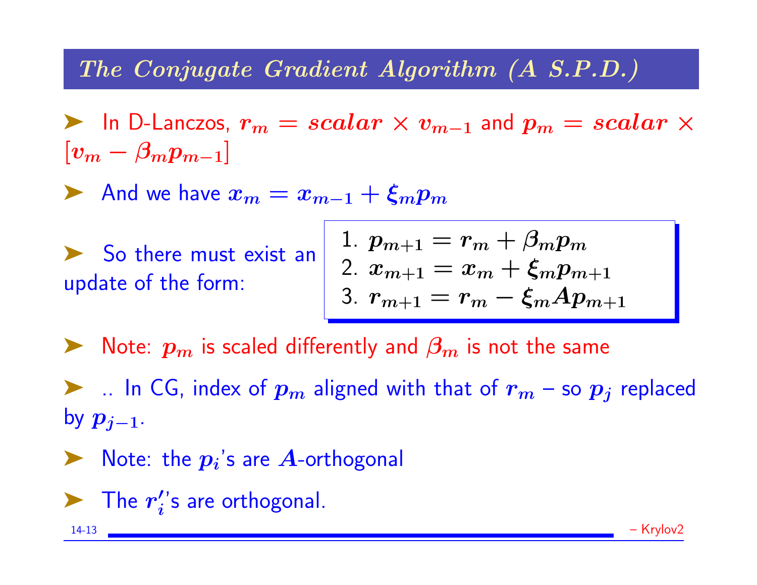## *The Conjugate Gradient Algorithm (A S.P.D.)*

- In D-Lanczos, $r_m = scalar \times v_{m-1}$ and $p_m = scalar \times [v_m - \beta_m p_{m-1}]$
- And we have $x_m = x_{m-1} + \xi_m p_m$
- So there must exist an update of the form:

  1. $p_{m+1} = r_m + \beta_m p_m$
  2. $x_{m+1} = x_m + \xi_m p_{m+1}$
  3. $r_{m+1} = r_m - \xi_m A p_{m+1}$

- Note: $p_m$ is scaled differently and $\beta_m$ is not the same
- .. In CG, index of $p_m$ aligned with that of $r_m$ – so $p_j$ replaced by $p_{j-1}$.
- Note: the $p_i$'s are $A$-orthogonal
- The $r_i'$'s are orthogonal.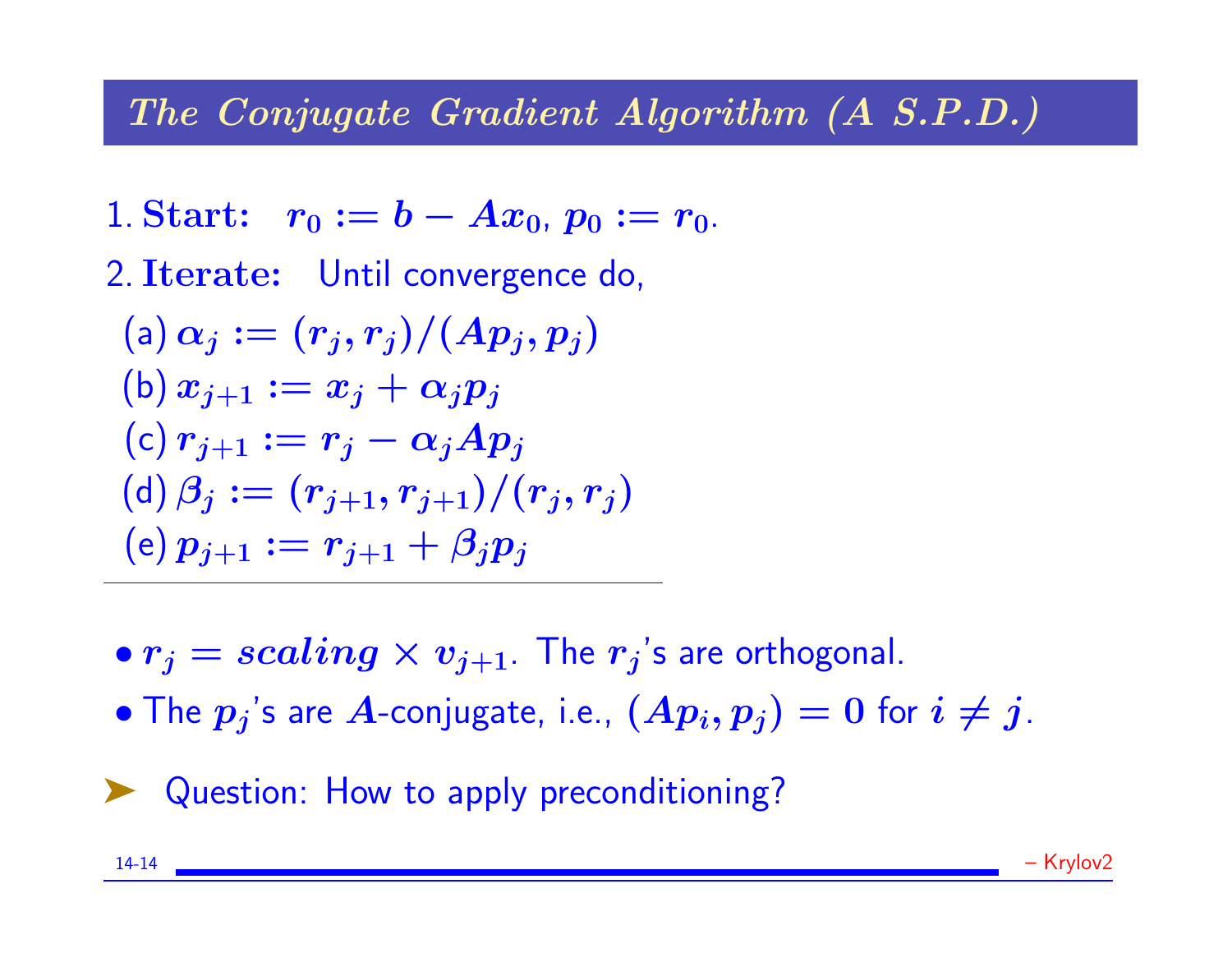## *The Conjugate Gradient Algorithm (A S.P.D.)*

1. **Start:** $r_0 := b - Ax_0$, $p_0 := r_0$.
2. **Iterate:** Until convergence do,
   - (a) $\alpha_j := (r_j, r_j)/(Ap_j, p_j)$
   - (b) $x_{j+1} := x_j + \alpha_j p_j$
   - (c) $r_{j+1} := r_j - \alpha_j A p_j$
   - (d) $\beta_j := (r_{j+1}, r_{j+1})/(r_j, r_j)$
   - (e) $p_{j+1} := r_{j+1} + \beta_j p_j$

---

- $r_j = scaling \times v_{j+1}$. The $r_j$'s are orthogonal.
- The $p_j$'s are $A$-conjugate, i.e., $(Ap_i, p_j) = 0$ for $i \neq j$.

➤ Question: How to apply preconditioning?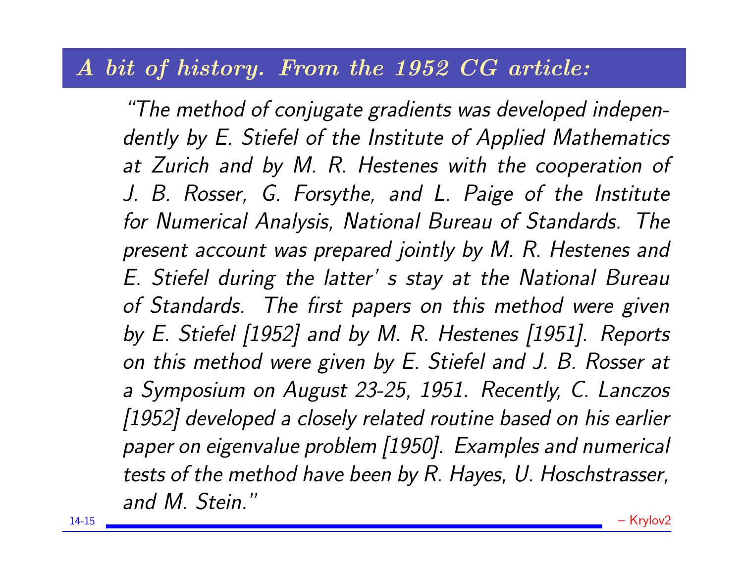## *A bit of history. From the 1952 CG article:*

*"The method of conjugate gradients was developed independently by E. Stiefel of the Institute of Applied Mathematics at Zurich and by M. R. Hestenes with the cooperation of J. B. Rosser, G. Forsythe, and L. Paige of the Institute for Numerical Analysis, National Bureau of Standards. The present account was prepared jointly by M. R. Hestenes and E. Stiefel during the latter' s stay at the National Bureau of Standards. The first papers on this method were given by E. Stiefel [1952] and by M. R. Hestenes [1951]. Reports on this method were given by E. Stiefel and J. B. Rosser at a Symposium on August 23-25, 1951. Recently, C. Lanczos [1952] developed a closely related routine based on his earlier paper on eigenvalue problem [1950]. Examples and numerical tests of the method have been by R. Hayes, U. Hoschstrasser, and M. Stein."*